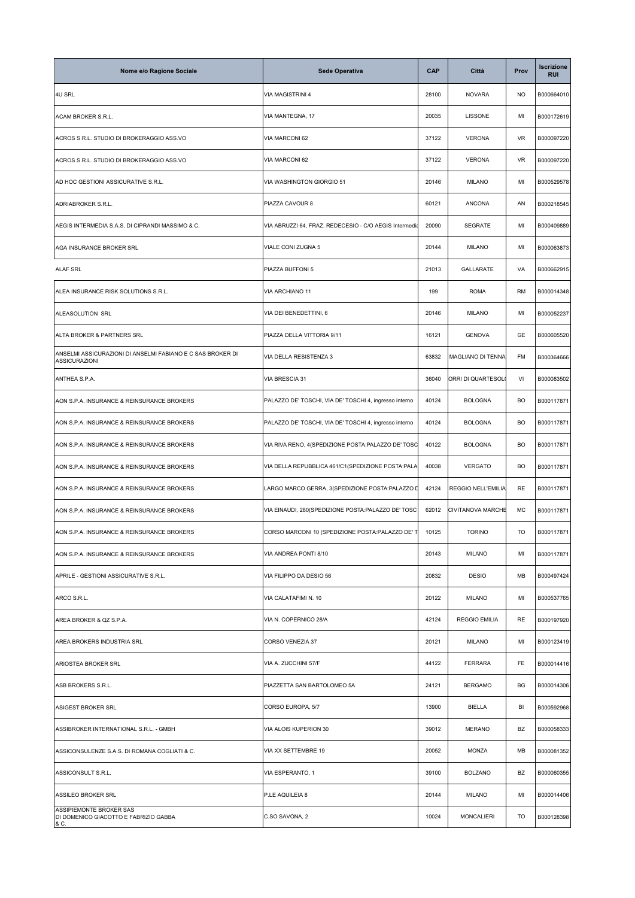| Nome e/o Ragione Sociale | Sede Operativa | CAP | Città | Prov | Iscrizione RUI |
|---|---|---|---|---|---|
| 4U SRL | VIA MAGISTRINI 4 | 28100 | NOVARA | NO | B000664010 |
| ACAM BROKER S.R.L. | VIA MANTEGNA, 17 | 20035 | LISSONE | MI | B000172619 |
| ACROS S.R.L. STUDIO DI BROKERAGGIO ASS.VO | VIA MARCONI 62 | 37122 | VERONA | VR | B000097220 |
| ACROS S.R.L. STUDIO DI BROKERAGGIO ASS.VO | VIA MARCONI 62 | 37122 | VERONA | VR | B000097220 |
| AD HOC GESTIONI ASSICURATIVE S.R.L. | VIA WASHINGTON GIORGIO 51 | 20146 | MILANO | MI | B000529578 |
| ADRIABROKER S.R.L. | PIAZZA CAVOUR 8 | 60121 | ANCONA | AN | B000218545 |
| AEGIS INTERMEDIA S.A.S. DI CIPRANDI MASSIMO & C. | VIA ABRUZZI 64, FRAZ. REDECESIO - C/O AEGIS Intermedia | 20090 | SEGRATE | MI | B000409889 |
| AGA INSURANCE BROKER SRL | VIALE CONI ZUGNA 5 | 20144 | MILANO | MI | B000063873 |
| ALAF SRL | PIAZZA BUFFONI 5 | 21013 | GALLARATE | VA | B000662915 |
| ALEA INSURANCE RISK SOLUTIONS S.R.L. | VIA ARCHIANO 11 | 199 | ROMA | RM | B000014348 |
| ALEASOLUTION SRL | VIA DEI BENEDETTINI, 6 | 20146 | MILANO | MI | B000052237 |
| ALTA BROKER & PARTNERS SRL | PIAZZA DELLA VITTORIA 9/11 | 16121 | GENOVA | GE | B000605520 |
| ANSELMI ASSICURAZIONI DI ANSELMI FABIANO E C SAS BROKER DI ASSICURAZIONI | VIA DELLA RESISTENZA 3 | 63832 | MAGLIANO DI TENNA | FM | B000364666 |
| ANTHEA S.P.A. | VIA BRESCIA 31 | 36040 | ORRI DI QUARTESOL | VI | B000083502 |
| AON S.P.A. INSURANCE & REINSURANCE BROKERS | PALAZZO DE' TOSCHI, VIA DE' TOSCHI 4, ingresso interno | 40124 | BOLOGNA | BO | B000117871 |
| AON S.P.A. INSURANCE & REINSURANCE BROKERS | PALAZZO DE' TOSCHI, VIA DE' TOSCHI 4, ingresso interno | 40124 | BOLOGNA | BO | B000117871 |
| AON S.P.A. INSURANCE & REINSURANCE BROKERS | VIA RIVA RENO, 4(SPEDIZIONE POSTA:PALAZZO DE' TOSC | 40122 | BOLOGNA | BO | B000117871 |
| AON S.P.A. INSURANCE & REINSURANCE BROKERS | VIA DELLA REPUBBLICA 461/C1(SPEDIZIONE POSTA:PALA | 40038 | VERGATO | BO | B000117871 |
| AON S.P.A. INSURANCE & REINSURANCE BROKERS | LARGO MARCO GERRA, 3(SPEDIZIONE POSTA:PALAZZO D | 42124 | REGGIO NELL'EMILIA | RE | B000117871 |
| AON S.P.A. INSURANCE & REINSURANCE BROKERS | VIA EINAUDI, 280(SPEDIZIONE POSTA:PALAZZO DE' TOSC | 62012 | CIVITANOVA MARCHE | MC | B000117871 |
| AON S.P.A. INSURANCE & REINSURANCE BROKERS | CORSO MARCONI 10 (SPEDIZIONE POSTA:PALAZZO DE' T | 10125 | TORINO | TO | B000117871 |
| AON S.P.A. INSURANCE & REINSURANCE BROKERS | VIA ANDREA PONTI 8/10 | 20143 | MILANO | MI | B000117871 |
| APRILE - GESTIONI ASSICURATIVE S.R.L. | VIA FILIPPO DA DESIO 56 | 20832 | DESIO | MB | B000497424 |
| ARCO S.R.L. | VIA CALATAFIMI N. 10 | 20122 | MILANO | MI | B000537765 |
| AREA BROKER & QZ S.P.A. | VIA N. COPERNICO 28/A | 42124 | REGGIO EMILIA | RE | B000197920 |
| AREA BROKERS INDUSTRIA SRL | CORSO VENEZIA 37 | 20121 | MILANO | MI | B000123419 |
| ARIOSTEA BROKER SRL | VIA A. ZUCCHINI 57/F | 44122 | FERRARA | FE | B000014416 |
| ASB BROKERS S.R.L. | PIAZZETTA SAN BARTOLOMEO 5A | 24121 | BERGAMO | BG | B000014306 |
| ASIGEST BROKER SRL | CORSO EUROPA, 5/7 | 13900 | BIELLA | BI | B000592968 |
| ASSIBROKER INTERNATIONAL S.R.L. - GMBH | VIA ALOIS KUPERION 30 | 39012 | MERANO | BZ | B000058333 |
| ASSICONSULENZE S.A.S. DI ROMANA COGLIATI & C. | VIA XX SETTEMBRE 19 | 20052 | MONZA | MB | B000081352 |
| ASSICONSULT S.R.L. | VIA ESPERANTO, 1 | 39100 | BOLZANO | BZ | B000060355 |
| ASSILEO BROKER SRL | P.LE AQUILEIA 8 | 20144 | MILANO | MI | B000014406 |
| ASSIPIEMONTE BROKER SAS DI DOMENICO GIACOTTO E FABRIZIO GABBA & C. | C.SO SAVONA, 2 | 10024 | MONCALIERI | TO | B000128398 |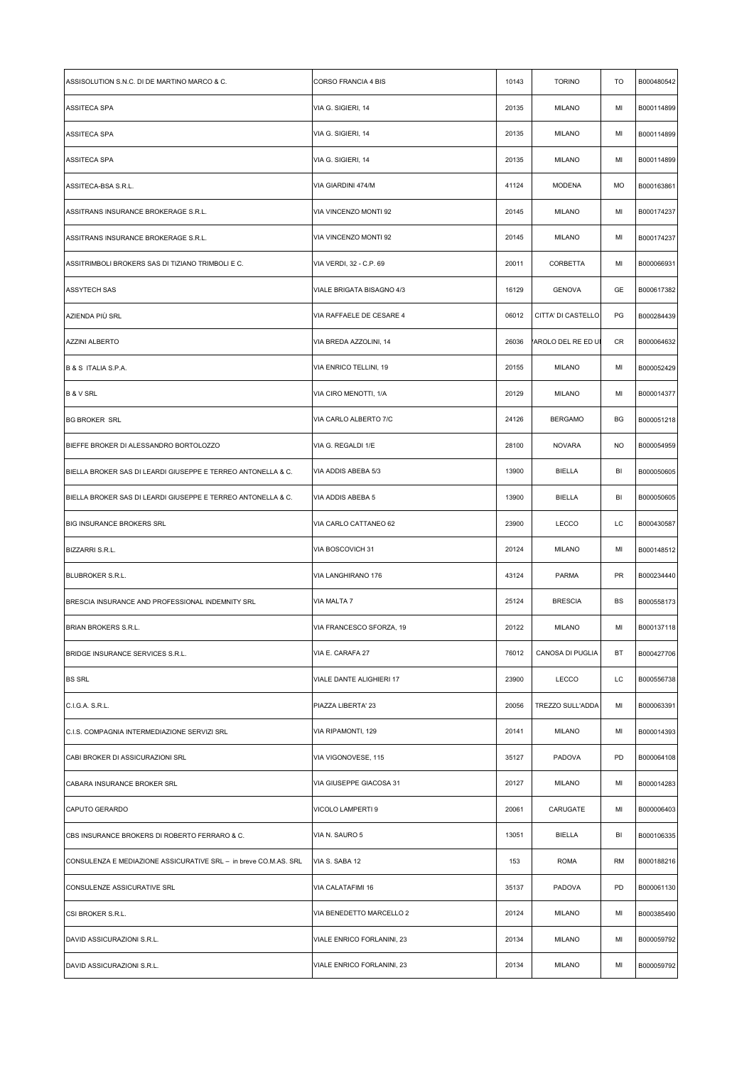| | | | | | |
|---|---|---|---|---|---|
| ASSISOLUTION S.N.C. DI DE MARTINO MARCO & C. | CORSO FRANCIA 4 BIS | 10143 | TORINO | TO | B000480542 |
| ASSITECA SPA | VIA G. SIGIERI, 14 | 20135 | MILANO | MI | B000114899 |
| ASSITECA SPA | VIA G. SIGIERI, 14 | 20135 | MILANO | MI | B000114899 |
| ASSITECA SPA | VIA G. SIGIERI, 14 | 20135 | MILANO | MI | B000114899 |
| ASSITECA-BSA S.R.L. | VIA GIARDINI 474/M | 41124 | MODENA | MO | B000163861 |
| ASSITRANS INSURANCE BROKERAGE S.R.L. | VIA VINCENZO MONTI 92 | 20145 | MILANO | MI | B000174237 |
| ASSITRANS INSURANCE BROKERAGE S.R.L. | VIA VINCENZO MONTI 92 | 20145 | MILANO | MI | B000174237 |
| ASSITRIMBOLI BROKERS SAS DI TIZIANO TRIMBOLI E C. | VIA VERDI, 32 - C.P. 69 | 20011 | CORBETTA | MI | B000066931 |
| ASSYTECH SAS | VIALE BRIGATA BISAGNO 4/3 | 16129 | GENOVA | GE | B000617382 |
| AZIENDA PIÙ SRL | VIA RAFFAELE DE CESARE 4 | 06012 | CITTA' DI CASTELLO | PG | B000284439 |
| AZZINI ALBERTO | VIA BREDA AZZOLINI, 14 | 26036 | 'AROLO DEL RE ED UI | CR | B000064632 |
| B & S ITALIA S.P.A. | VIA ENRICO TELLINI, 19 | 20155 | MILANO | MI | B000052429 |
| B & V SRL | VIA CIRO MENOTTI, 1/A | 20129 | MILANO | MI | B000014377 |
| BG BROKER SRL | VIA CARLO ALBERTO 7/C | 24126 | BERGAMO | BG | B000051218 |
| BIEFFE BROKER DI ALESSANDRO BORTOLOZZO | VIA G. REGALDI 1/E | 28100 | NOVARA | NO | B000054959 |
| BIELLA BROKER SAS DI LEARDI GIUSEPPE E TERREO ANTONELLA & C. | VIA ADDIS ABEBA 5/3 | 13900 | BIELLA | BI | B000050605 |
| BIELLA BROKER SAS DI LEARDI GIUSEPPE E TERREO ANTONELLA & C. | VIA ADDIS ABEBA 5 | 13900 | BIELLA | BI | B000050605 |
| BIG INSURANCE BROKERS SRL | VIA CARLO CATTANEO 62 | 23900 | LECCO | LC | B000430587 |
| BIZZARRI S.R.L. | VIA BOSCOVICH 31 | 20124 | MILANO | MI | B000148512 |
| BLUBROKER S.R.L. | VIA LANGHIRANO 176 | 43124 | PARMA | PR | B000234440 |
| BRESCIA INSURANCE AND PROFESSIONAL INDEMNITY SRL | VIA MALTA 7 | 25124 | BRESCIA | BS | B000558173 |
| BRIAN BROKERS S.R.L. | VIA FRANCESCO SFORZA, 19 | 20122 | MILANO | MI | B000137118 |
| BRIDGE INSURANCE SERVICES S.R.L. | VIA E. CARAFA 27 | 76012 | CANOSA DI PUGLIA | BT | B000427706 |
| BS SRL | VIALE DANTE ALIGHIERI 17 | 23900 | LECCO | LC | B000556738 |
| C.I.G.A. S.R.L. | PIAZZA LIBERTA' 23 | 20056 | TREZZO SULL'ADDA | MI | B000063391 |
| C.I.S. COMPAGNIA INTERMEDIAZIONE SERVIZI SRL | VIA RIPAMONTI, 129 | 20141 | MILANO | MI | B000014393 |
| CABI BROKER DI ASSICURAZIONI SRL | VIA VIGONOVESE, 115 | 35127 | PADOVA | PD | B000064108 |
| CABARA INSURANCE BROKER SRL | VIA GIUSEPPE GIACOSA 31 | 20127 | MILANO | MI | B000014283 |
| CAPUTO GERARDO | VICOLO LAMPERTI 9 | 20061 | CARUGATE | MI | B000006403 |
| CBS INSURANCE BROKERS DI ROBERTO FERRARO & C. | VIA N. SAURO 5 | 13051 | BIELLA | BI | B000106335 |
| CONSULENZA E MEDIAZIONE ASSICURATIVE SRL – in breve CO.M.AS. SRL | VIA S. SABA 12 | 153 | ROMA | RM | B000188216 |
| CONSULENZE ASSICURATIVE SRL | VIA CALATAFIMI 16 | 35137 | PADOVA | PD | B000061130 |
| CSI BROKER S.R.L. | VIA BENEDETTO MARCELLO 2 | 20124 | MILANO | MI | B000385490 |
| DAVID ASSICURAZIONI S.R.L. | VIALE ENRICO FORLANINI, 23 | 20134 | MILANO | MI | B000059792 |
| DAVID ASSICURAZIONI S.R.L. | VIALE ENRICO FORLANINI, 23 | 20134 | MILANO | MI | B000059792 |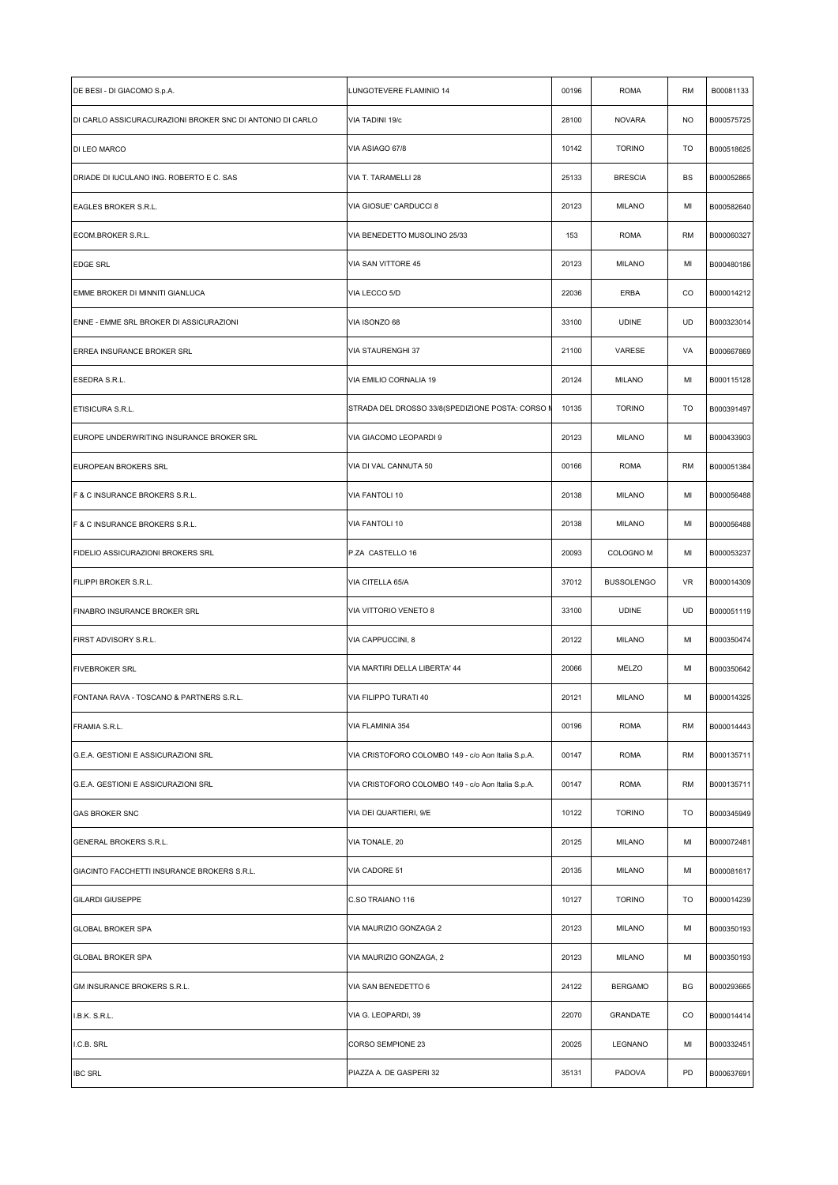| DE BESI - DI GIACOMO S.p.A. | LUNGOTEVERE FLAMINIO 14 | 00196 | ROMA | RM | B000081133 |
|---|---|---|---|---|---|
| DI CARLO ASSICURACURAZIONI BROKER SNC DI ANTONIO DI CARLO | VIA TADINI 19/c | 28100 | NOVARA | NO | B000575725 |
| DI LEO MARCO | VIA ASIAGO 67/8 | 10142 | TORINO | TO | B000518625 |
| DRIADE DI IUCULANO ING. ROBERTO E C. SAS | VIA T. TARAMELLI 28 | 25133 | BRESCIA | BS | B000052865 |
| EAGLES BROKER S.R.L. | VIA GIOSUE' CARDUCCI 8 | 20123 | MILANO | MI | B000582640 |
| ECOM.BROKER S.R.L. | VIA BENEDETTO MUSOLINO 25/33 | 153 | ROMA | RM | B000060327 |
| EDGE SRL | VIA SAN VITTORE 45 | 20123 | MILANO | MI | B000480186 |
| EMME BROKER DI MINNITI GIANLUCA | VIA LECCO 5/D | 22036 | ERBA | CO | B000014212 |
| ENNE - EMME SRL BROKER DI ASSICURAZIONI | VIA ISONZO 68 | 33100 | UDINE | UD | B000323014 |
| ERREA INSURANCE BROKER SRL | VIA STAURENGHI 37 | 21100 | VARESE | VA | B000667869 |
| ESEDRA S.R.L. | VIA EMILIO CORNALIA 19 | 20124 | MILANO | MI | B000115128 |
| ETISICURA S.R.L. | STRADA DEL DROSSO 33/8(SPEDIZIONE POSTA: CORSO M | 10135 | TORINO | TO | B000391497 |
| EUROPE UNDERWRITING INSURANCE BROKER SRL | VIA GIACOMO LEOPARDI 9 | 20123 | MILANO | MI | B000433903 |
| EUROPEAN BROKERS SRL | VIA DI VAL CANNUTA 50 | 00166 | ROMA | RM | B000051384 |
| F & C INSURANCE BROKERS S.R.L. | VIA FANTOLI 10 | 20138 | MILANO | MI | B000056488 |
| F & C INSURANCE BROKERS S.R.L. | VIA FANTOLI 10 | 20138 | MILANO | MI | B000056488 |
| FIDELIO ASSICURAZIONI BROKERS SRL | P.ZA CASTELLO 16 | 20093 | COLOGNO M | MI | B000053237 |
| FILIPPI BROKER S.R.L. | VIA CITELLA 65/A | 37012 | BUSSOLENGO | VR | B000014309 |
| FINABRO INSURANCE BROKER SRL | VIA VITTORIO VENETO 8 | 33100 | UDINE | UD | B000051119 |
| FIRST ADVISORY S.R.L. | VIA CAPPUCCINI, 8 | 20122 | MILANO | MI | B000350474 |
| FIVEBROKER SRL | VIA MARTIRI DELLA LIBERTA' 44 | 20066 | MELZO | MI | B000350642 |
| FONTANA RAVA - TOSCANO & PARTNERS S.R.L. | VIA FILIPPO TURATI 40 | 20121 | MILANO | MI | B000014325 |
| FRAMIA S.R.L. | VIA FLAMINIA 354 | 00196 | ROMA | RM | B000014443 |
| G.E.A. GESTIONI E ASSICURAZIONI SRL | VIA CRISTOFORO COLOMBO 149 - c/o Aon Italia S.p.A. | 00147 | ROMA | RM | B000135711 |
| G.E.A. GESTIONI E ASSICURAZIONI SRL | VIA CRISTOFORO COLOMBO 149 - c/o Aon Italia S.p.A. | 00147 | ROMA | RM | B000135711 |
| GAS BROKER SNC | VIA DEI QUARTIERI, 9/E | 10122 | TORINO | TO | B000345949 |
| GENERAL BROKERS S.R.L. | VIA TONALE, 20 | 20125 | MILANO | MI | B000072481 |
| GIACINTO FACCHETTI INSURANCE BROKERS S.R.L. | VIA CADORE 51 | 20135 | MILANO | MI | B000081617 |
| GILARDI GIUSEPPE | C.SO TRAIANO 116 | 10127 | TORINO | TO | B000014239 |
| GLOBAL BROKER SPA | VIA MAURIZIO GONZAGA 2 | 20123 | MILANO | MI | B000350193 |
| GLOBAL BROKER SPA | VIA MAURIZIO GONZAGA, 2 | 20123 | MILANO | MI | B000350193 |
| GM INSURANCE BROKERS S.R.L. | VIA SAN BENEDETTO 6 | 24122 | BERGAMO | BG | B000293665 |
| I.B.K. S.R.L. | VIA G. LEOPARDI, 39 | 22070 | GRANDATE | CO | B000014414 |
| I.C.B. SRL | CORSO SEMPIONE 23 | 20025 | LEGNANO | MI | B000332451 |
| IBC SRL | PIAZZA A. DE GASPERI 32 | 35131 | PADOVA | PD | B000637691 |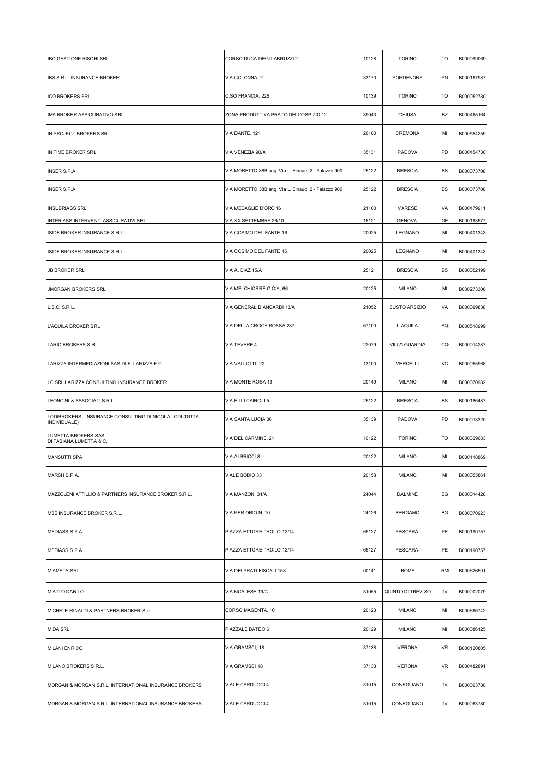| | | | | | |
|---|---|---|---|---|---|
| IBO GESTIONE RISCHI SRL | CORSO DUCA DEGLI ABRUZZI 2 | 10128 | TORINO | TO | B000099069 |
| IBS S.R.L. INSURANCE BROKER | VIA COLONNA, 2 | 33170 | PORDENONE | PN | B000167987 |
| ICO BROKERS SRL | C.SO FRANCIA, 225 | 10139 | TORINO | TO | B000052780 |
| IMA BROKER ASSICURATIVO SRL | ZONA PRODUTTIVA PRATO DELL'OSPIZIO 12 | 39043 | CHIUSA | BZ | B000465164 |
| IN PROJECT BROKERS SRL | VIA DANTE, 121 | 26100 | CREMONA | MI | B000554259 |
| IN TIME BROKER SRL | VIA VENEZIA 90/A | 35131 | PADOVA | PD | B000454730 |
| INSER S.P.A. | VIA MORETTO 38B ang. Via L. Einaudi 2 - Palazzo 900 | 25122 | BRESCIA | BS | B000073708 |
| INSER S.P.A. | VIA MORETTO 38B ang. Via L. Einaudi 2 - Palazzo 900 | 25122 | BRESCIA | BS | B000073708 |
| INSUBRIASS SRL | VIA MEDAGLIE D'ORO 16 | 21100 | VARESE | VA | B000479911 |
| INTER.ASS INTERVENTI ASSICURATIVI SRL | VIA XX SETTEMBRE 26/10 | 16121 | GENOVA | GE | B000163577 |
| ISIDE BROKER INSURANCE S.R.L. | VIA COSIMO DEL FANTE 16 | 20025 | LEGNANO | MI | B000401343 |
| ISIDE BROKER INSURANCE S.R.L. | VIA COSIMO DEL FANTE 16 | 20025 | LEGNANO | MI | B000401343 |
| JB BROKER SRL | VIA A. DIAZ 15/A | 25121 | BRESCIA | BS | B000052199 |
| JMORGAN BROKERS SRL | VIA MELCHIORRE GIOIA, 66 | 20125 | MILANO | MI | B000273306 |
| L.B.C. S.R.L. | VIA GENERAL BIANCARDI 13/A | 21052 | BUSTO ARSIZIO | VA | B000099838 |
| L'AQUILA BROKER SRL | VIA DELLA CROCE ROSSA 237 | 67100 | L'AQUILA | AQ | B000518999 |
| LARIO BROKERS S.R.L. | VIA TEVERE 4 | 22079 | VILLA GUARDIA | CO | B000014287 |
| LARIZZA INTERMEDIAZIONI SAS DI E. LARIZZA E C. | VIA VALLOTTI, 22 | 13100 | VERCELLI | VC | B000055968 |
| LC SRL LARIZZA CONSULTING INSURANCE BROKER | VIA MONTE ROSA 19 | 20149 | MILANO | MI | B000070982 |
| LEONCINI & ASSOCIATI S.R.L. | VIA F.LLI CAIROLI 5 | 25122 | BRESCIA | BS | B000186487 |
| LODIBROKERS - INSURANCE CONSULTING DI NICOLA LODI (DITTA INDIVIDUALE) | VIA SANTA LUCIA 36 | 35139 | PADOVA | PD | B000013320 |
| LUMETTA BROKERS SAS DI FABIANA LUMETTA & C. | VIA DEL CARMINE, 21 | 10122 | TORINO | TO | B000329683 |
| MANSUTTI SPA | VIA ALBRICCI 8 | 20122 | MILANO | MI | B000118869 |
| MARSH S.P.A. | VIALE BODIO 33 | 20158 | MILANO | MI | B000055861 |
| MAZZOLENI ATTILLIO & PARTNERS INSURANCE BROKER S.R.L. | VIA MANZONI 31/A | 24044 | DALMINE | BG | B000014428 |
| MBB INSURANCE BROKER S.R.L. | VIA PER ORIO N. 10 | 24126 | BERGAMO | BG | B000070923 |
| MEDIASS S.P.A. | PIAZZA ETTORE TROILO 12/14 | 65127 | PESCARA | PE | B000190757 |
| MEDIASS S.P.A. | PIAZZA ETTORE TROILO 12/14 | 65127 | PESCARA | PE | B000190757 |
| MIAMETA SRL | VIA DEI PRATI FISCALI 158 | 00141 | ROMA | RM | B000626501 |
| MIATTO DANILO | VIA NOALESE 19/C | 31055 | QUINTO DI TREVISO | TV | B000002079 |
| MICHELE RINALDI & PARTNERS BROKER S.r.l. | CORSO MAGENTA, 10 | 20123 | MILANO | MI | B000666742 |
| MIDA SRL | PIAZZALE DATEO 6 | 20129 | MILANO | MI | B000086125 |
| MILANI ENRICO | VIA GRAMSCI, 18 | 37138 | VERONA | VR | B000120805 |
| MILANO BROKERS S.R.L. | VIA GRAMSCI 18 | 37138 | VERONA | VR | B000482891 |
| MORGAN & MORGAN S.R.L. INTERNATIONAL INSURANCE BROKERS | VIALE CARDUCCI 4 | 31015 | CONEGLIANO | TV | B000063780 |
| MORGAN & MORGAN S.R.L. INTERNATIONAL INSURANCE BROKERS | VIALE CARDUCCI 4 | 31015 | CONEGLIANO | TV | B000063780 |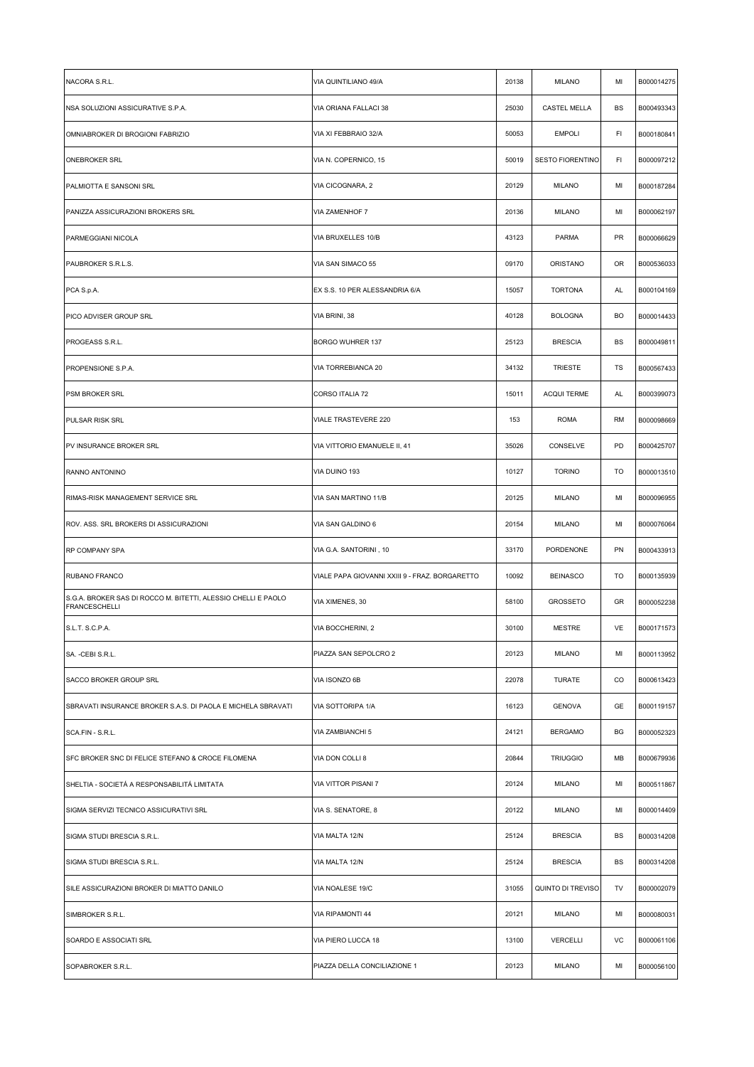| | | | | | |
|---|---|---|---|---|---|
| NACORA S.R.L. | VIA QUINTILIANO 49/A | 20138 | MILANO | MI | B000014275 |
| NSA SOLUZIONI ASSICURATIVE S.P.A. | VIA ORIANA FALLACI 38 | 25030 | CASTEL MELLA | BS | B000493343 |
| OMNIABROKER DI BROGIONI FABRIZIO | VIA XI FEBBRAIO 32/A | 50053 | EMPOLI | FI | B000180841 |
| ONEBROKER SRL | VIA N. COPERNICO, 15 | 50019 | SESTO FIORENTINO | FI | B000097212 |
| PALMIOTTA E SANSONI SRL | VIA CICOGNARA, 2 | 20129 | MILANO | MI | B000187284 |
| PANIZZA ASSICURAZIONI BROKERS SRL | VIA ZAMENHOF 7 | 20136 | MILANO | MI | B000062197 |
| PARMEGGIANI NICOLA | VIA BRUXELLES 10/B | 43123 | PARMA | PR | B000066629 |
| PAUBROKER S.R.L.S. | VIA SAN SIMACO 55 | 09170 | ORISTANO | OR | B000536033 |
| PCA S.p.A. | EX S.S. 10 PER ALESSANDRIA 6/A | 15057 | TORTONA | AL | B000104169 |
| PICO ADVISER GROUP SRL | VIA BRINI, 38 | 40128 | BOLOGNA | BO | B000014433 |
| PROGEASS S.R.L. | BORGO WUHRER 137 | 25123 | BRESCIA | BS | B000049811 |
| PROPENSIONE S.P.A. | VIA TORREBIANCA 20 | 34132 | TRIESTE | TS | B000567433 |
| PSM BROKER SRL | CORSO ITALIA 72 | 15011 | ACQUI TERME | AL | B000399073 |
| PULSAR RISK SRL | VIALE TRASTEVERE 220 | 153 | ROMA | RM | B000098669 |
| PV INSURANCE BROKER SRL | VIA VITTORIO EMANUELE II, 41 | 35026 | CONSELVE | PD | B000425707 |
| RANNO ANTONINO | VIA DUINO 193 | 10127 | TORINO | TO | B000013510 |
| RIMAS-RISK MANAGEMENT SERVICE SRL | VIA SAN MARTINO 11/B | 20125 | MILANO | MI | B000096955 |
| ROV. ASS. SRL BROKERS DI ASSICURAZIONI | VIA SAN GALDINO 6 | 20154 | MILANO | MI | B000076064 |
| RP COMPANY SPA | VIA G.A. SANTORINI , 10 | 33170 | PORDENONE | PN | B000433913 |
| RUBANO FRANCO | VIALE PAPA GIOVANNI XXIII 9 - FRAZ. BORGARETTO | 10092 | BEINASCO | TO | B000135939 |
| S.G.A. BROKER SAS DI ROCCO M. BITETTI, ALESSIO CHELLI E PAOLO FRANCESCHELLI | VIA XIMENES, 30 | 58100 | GROSSETO | GR | B000052238 |
| S.L.T. S.C.P.A. | VIA BOCCHERINI, 2 | 30100 | MESTRE | VE | B000171573 |
| SA. -CEBI S.R.L. | PIAZZA SAN SEPOLCRO 2 | 20123 | MILANO | MI | B000113952 |
| SACCO BROKER GROUP SRL | VIA ISONZO 6B | 22078 | TURATE | CO | B000613423 |
| SBRAVATI INSURANCE BROKER S.A.S. DI PAOLA E MICHELA SBRAVATI | VIA SOTTORIPA 1/A | 16123 | GENOVA | GE | B000119157 |
| SCA.FIN - S.R.L. | VIA ZAMBIANCHI 5 | 24121 | BERGAMO | BG | B000052323 |
| SFC BROKER SNC DI FELICE STEFANO & CROCE FILOMENA | VIA DON COLLI 8 | 20844 | TRIUGGIO | MB | B000679936 |
| SHELTIA - SOCIETÀ A RESPONSABILITÀ LIMITATA | VIA VITTOR PISANI 7 | 20124 | MILANO | MI | B000511867 |
| SIGMA SERVIZI TECNICO ASSICURATIVI SRL | VIA S. SENATORE, 8 | 20122 | MILANO | MI | B000014409 |
| SIGMA STUDI BRESCIA S.R.L. | VIA MALTA 12/N | 25124 | BRESCIA | BS | B000314208 |
| SIGMA STUDI BRESCIA S.R.L. | VIA MALTA 12/N | 25124 | BRESCIA | BS | B000314208 |
| SILE ASSICURAZIONI BROKER DI MIATTO DANILO | VIA NOALESE 19/C | 31055 | QUINTO DI TREVISO | TV | B000002079 |
| SIMBROKER S.R.L. | VIA RIPAMONTI 44 | 20121 | MILANO | MI | B000080031 |
| SOARDO E ASSOCIATI SRL | VIA PIERO LUCCA 18 | 13100 | VERCELLI | VC | B000061106 |
| SOPABROKER S.R.L. | PIAZZA DELLA CONCILIAZIONE 1 | 20123 | MILANO | MI | B000056100 |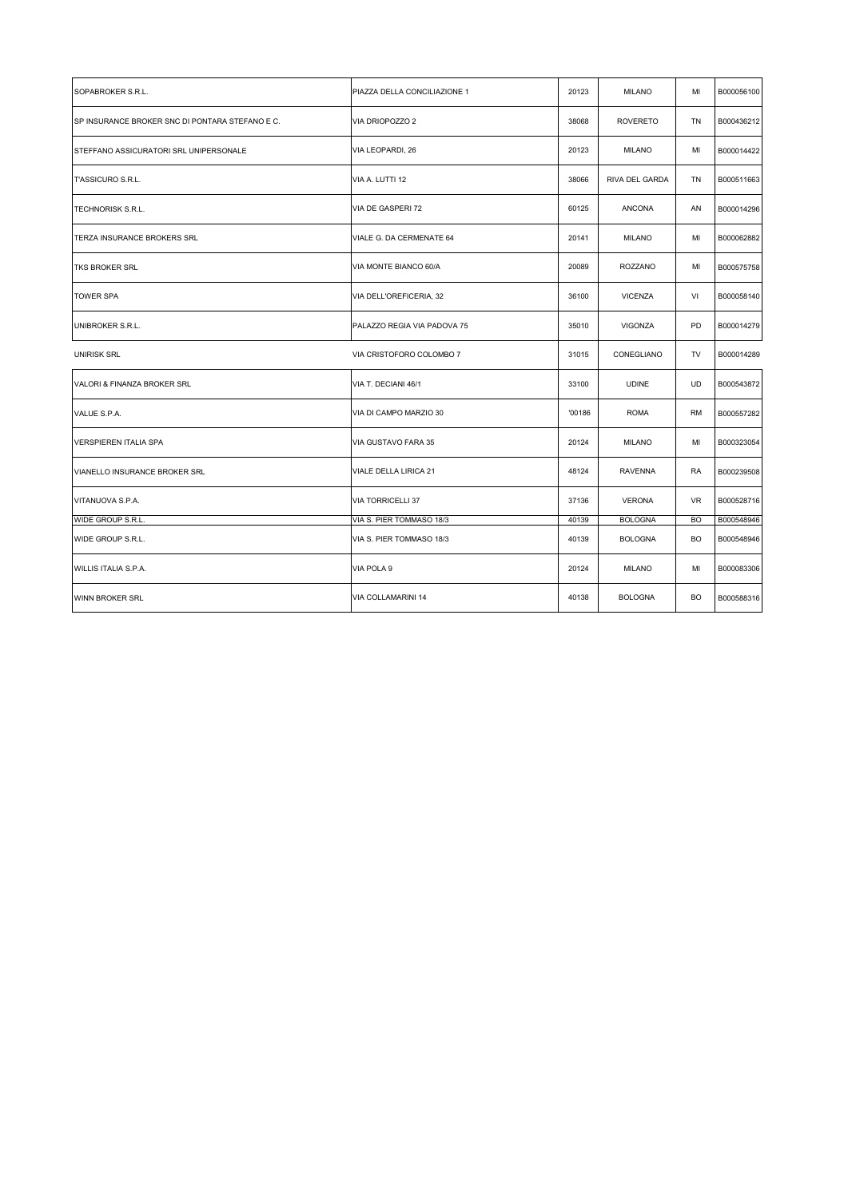| | | | | | |
|---|---|---|---|---|---|
| SOPABROKER S.R.L. | PIAZZA DELLA CONCILIAZIONE 1 | 20123 | MILANO | MI | B000056100 |
| SP INSURANCE BROKER SNC DI PONTARA STEFANO E C. | VIA DRIOPOZZO 2 | 38068 | ROVERETO | TN | B000436212 |
| STEFFANO ASSICURATORI SRL UNIPERSONALE | VIA LEOPARDI, 26 | 20123 | MILANO | MI | B000014422 |
| T'ASSICURO S.R.L. | VIA A. LUTTI 12 | 38066 | RIVA DEL GARDA | TN | B000511663 |
| TECHNORISK S.R.L. | VIA DE GASPERI 72 | 60125 | ANCONA | AN | B000014296 |
| TERZA INSURANCE BROKERS SRL | VIALE G. DA CERMENATE 64 | 20141 | MILANO | MI | B000062882 |
| TKS BROKER SRL | VIA MONTE BIANCO 60/A | 20089 | ROZZANO | MI | B000575758 |
| TOWER SPA | VIA DELL'OREFICERIA, 32 | 36100 | VICENZA | VI | B000058140 |
| UNIBROKER S.R.L. | PALAZZO REGIA VIA PADOVA 75 | 35010 | VIGONZA | PD | B000014279 |
| UNIRISK SRL | VIA CRISTOFORO COLOMBO 7 | 31015 | CONEGLIANO | TV | B000014289 |
| VALORI & FINANZA BROKER SRL | VIA T. DECIANI 46/1 | 33100 | UDINE | UD | B000543872 |
| VALUE S.P.A. | VIA DI CAMPO MARZIO 30 | '00186 | ROMA | RM | B000557282 |
| VERSPIEREN ITALIA SPA | VIA GUSTAVO FARA 35 | 20124 | MILANO | MI | B000323054 |
| VIANELLO INSURANCE BROKER SRL | VIALE DELLA LIRICA 21 | 48124 | RAVENNA | RA | B000239508 |
| VITANUOVA S.P.A. | VIA TORRICELLI 37 | 37136 | VERONA | VR | B000528716 |
| WIDE GROUP S.R.L. | VIA S. PIER TOMMASO 18/3 | 40139 | BOLOGNA | BO | B000548946 |
| WIDE GROUP S.R.L. | VIA S. PIER TOMMASO 18/3 | 40139 | BOLOGNA | BO | B000548946 |
| WILLIS ITALIA S.P.A. | VIA POLA 9 | 20124 | MILANO | MI | B000083306 |
| WINN BROKER SRL | VIA COLLAMARINI 14 | 40138 | BOLOGNA | BO | B000588316 |